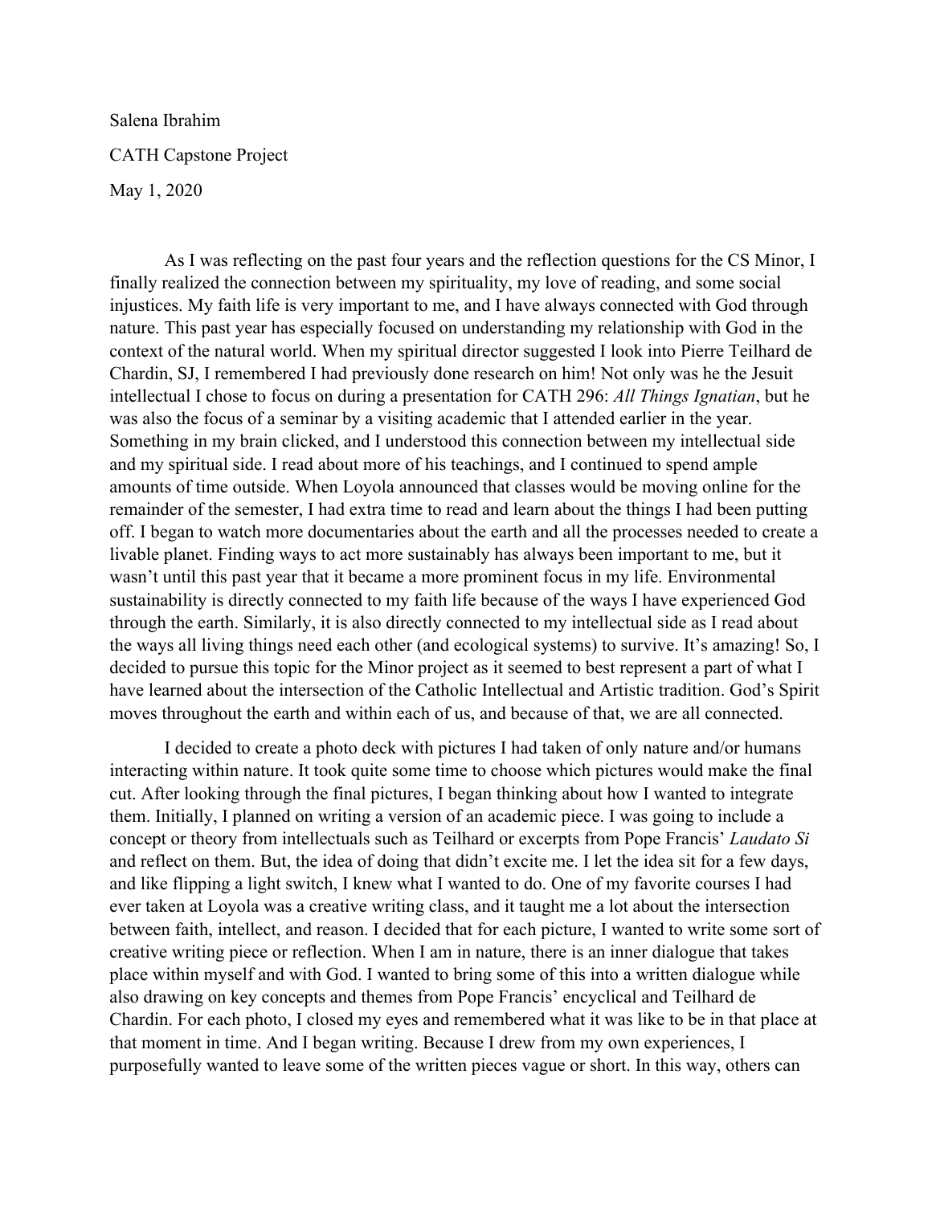Salena Ibrahim

CATH Capstone Project

May 1, 2020

As I was reflecting on the past four years and the reflection questions for the CS Minor, I finally realized the connection between my spirituality, my love of reading, and some social injustices. My faith life is very important to me, and I have always connected with God through nature. This past year has especially focused on understanding my relationship with God in the context of the natural world. When my spiritual director suggested I look into Pierre Teilhard de Chardin, SJ, I remembered I had previously done research on him! Not only was he the Jesuit intellectual I chose to focus on during a presentation for CATH 296: *All Things Ignatian*, but he was also the focus of a seminar by a visiting academic that I attended earlier in the year. Something in my brain clicked, and I understood this connection between my intellectual side and my spiritual side. I read about more of his teachings, and I continued to spend ample amounts of time outside. When Loyola announced that classes would be moving online for the remainder of the semester, I had extra time to read and learn about the things I had been putting off. I began to watch more documentaries about the earth and all the processes needed to create a livable planet. Finding ways to act more sustainably has always been important to me, but it wasn't until this past year that it became a more prominent focus in my life. Environmental sustainability is directly connected to my faith life because of the ways I have experienced God through the earth. Similarly, it is also directly connected to my intellectual side as I read about the ways all living things need each other (and ecological systems) to survive. It's amazing! So, I decided to pursue this topic for the Minor project as it seemed to best represent a part of what I have learned about the intersection of the Catholic Intellectual and Artistic tradition. God's Spirit moves throughout the earth and within each of us, and because of that, we are all connected.

I decided to create a photo deck with pictures I had taken of only nature and/or humans interacting within nature. It took quite some time to choose which pictures would make the final cut. After looking through the final pictures, I began thinking about how I wanted to integrate them. Initially, I planned on writing a version of an academic piece. I was going to include a concept or theory from intellectuals such as Teilhard or excerpts from Pope Francis' *Laudato Si* and reflect on them. But, the idea of doing that didn't excite me. I let the idea sit for a few days, and like flipping a light switch, I knew what I wanted to do. One of my favorite courses I had ever taken at Loyola was a creative writing class, and it taught me a lot about the intersection between faith, intellect, and reason. I decided that for each picture, I wanted to write some sort of creative writing piece or reflection. When I am in nature, there is an inner dialogue that takes place within myself and with God. I wanted to bring some of this into a written dialogue while also drawing on key concepts and themes from Pope Francis' encyclical and Teilhard de Chardin. For each photo, I closed my eyes and remembered what it was like to be in that place at that moment in time. And I began writing. Because I drew from my own experiences, I purposefully wanted to leave some of the written pieces vague or short. In this way, others can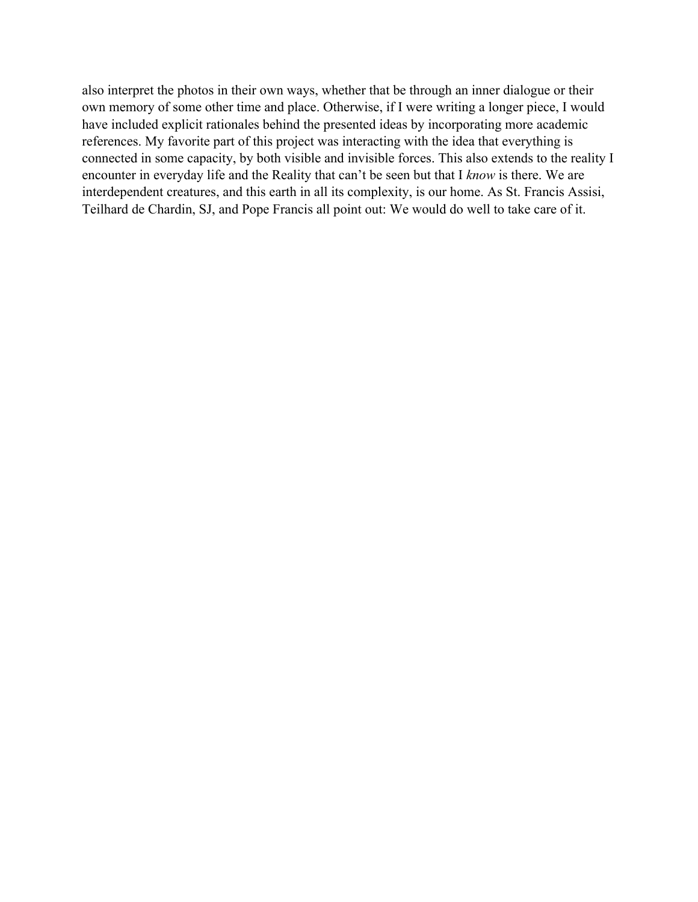also interpret the photos in their own ways, whether that be through an inner dialogue or their own memory of some other time and place. Otherwise, if I were writing a longer piece, I would have included explicit rationales behind the presented ideas by incorporating more academic references. My favorite part of this project was interacting with the idea that everything is connected in some capacity, by both visible and invisible forces. This also extends to the reality I encounter in everyday life and the Reality that can't be seen but that I *know* is there. We are interdependent creatures, and this earth in all its complexity, is our home. As St. Francis Assisi, Teilhard de Chardin, SJ, and Pope Francis all point out: We would do well to take care of it.